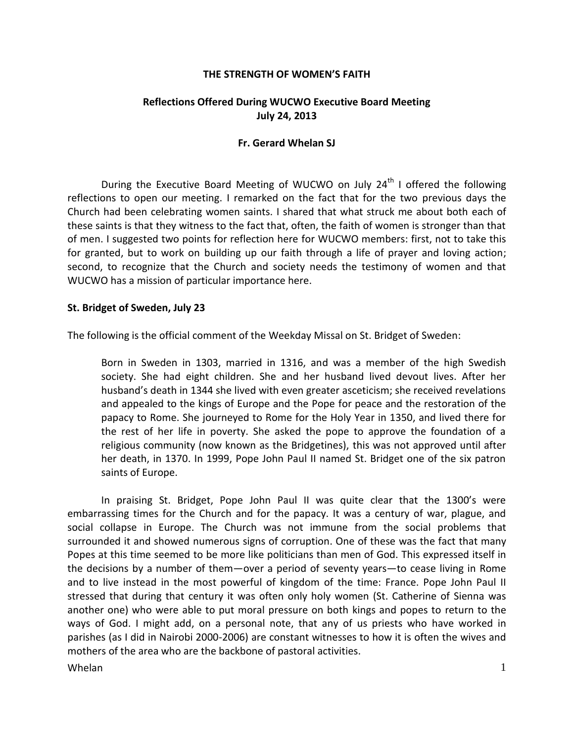**THE STRENGTH OF WOMEN'S FAITH**

**Reflections Offered During WUCWO Executive Board Meeting**
**July 24, 2013**

**Fr. Gerard Whelan SJ**

During the Executive Board Meeting of WUCWO on July 24th I offered the following reflections to open our meeting. I remarked on the fact that for the two previous days the Church had been celebrating women saints. I shared that what struck me about both each of these saints is that they witness to the fact that, often, the faith of women is stronger than that of men. I suggested two points for reflection here for WUCWO members: first, not to take this for granted, but to work on building up our faith through a life of prayer and loving action; second, to recognize that the Church and society needs the testimony of women and that WUCWO has a mission of particular importance here.

**St. Bridget of Sweden, July 23**

The following is the official comment of the Weekday Missal on St. Bridget of Sweden:

> Born in Sweden in 1303, married in 1316, and was a member of the high Swedish society. She had eight children. She and her husband lived devout lives. After her husband's death in 1344 she lived with even greater asceticism; she received revelations and appealed to the kings of Europe and the Pope for peace and the restoration of the papacy to Rome. She journeyed to Rome for the Holy Year in 1350, and lived there for the rest of her life in poverty. She asked the pope to approve the foundation of a religious community (now known as the Bridgetines), this was not approved until after her death, in 1370. In 1999, Pope John Paul II named St. Bridget one of the six patron saints of Europe.

In praising St. Bridget, Pope John Paul II was quite clear that the 1300's were embarrassing times for the Church and for the papacy. It was a century of war, plague, and social collapse in Europe. The Church was not immune from the social problems that surrounded it and showed numerous signs of corruption. One of these was the fact that many Popes at this time seemed to be more like politicians than men of God. This expressed itself in the decisions by a number of them—over a period of seventy years—to cease living in Rome and to live instead in the most powerful of kingdom of the time: France. Pope John Paul II stressed that during that century it was often only holy women (St. Catherine of Sienna was another one) who were able to put moral pressure on both kings and popes to return to the ways of God. I might add, on a personal note, that any of us priests who have worked in parishes (as I did in Nairobi 2000-2006) are constant witnesses to how it is often the wives and mothers of the area who are the backbone of pastoral activities.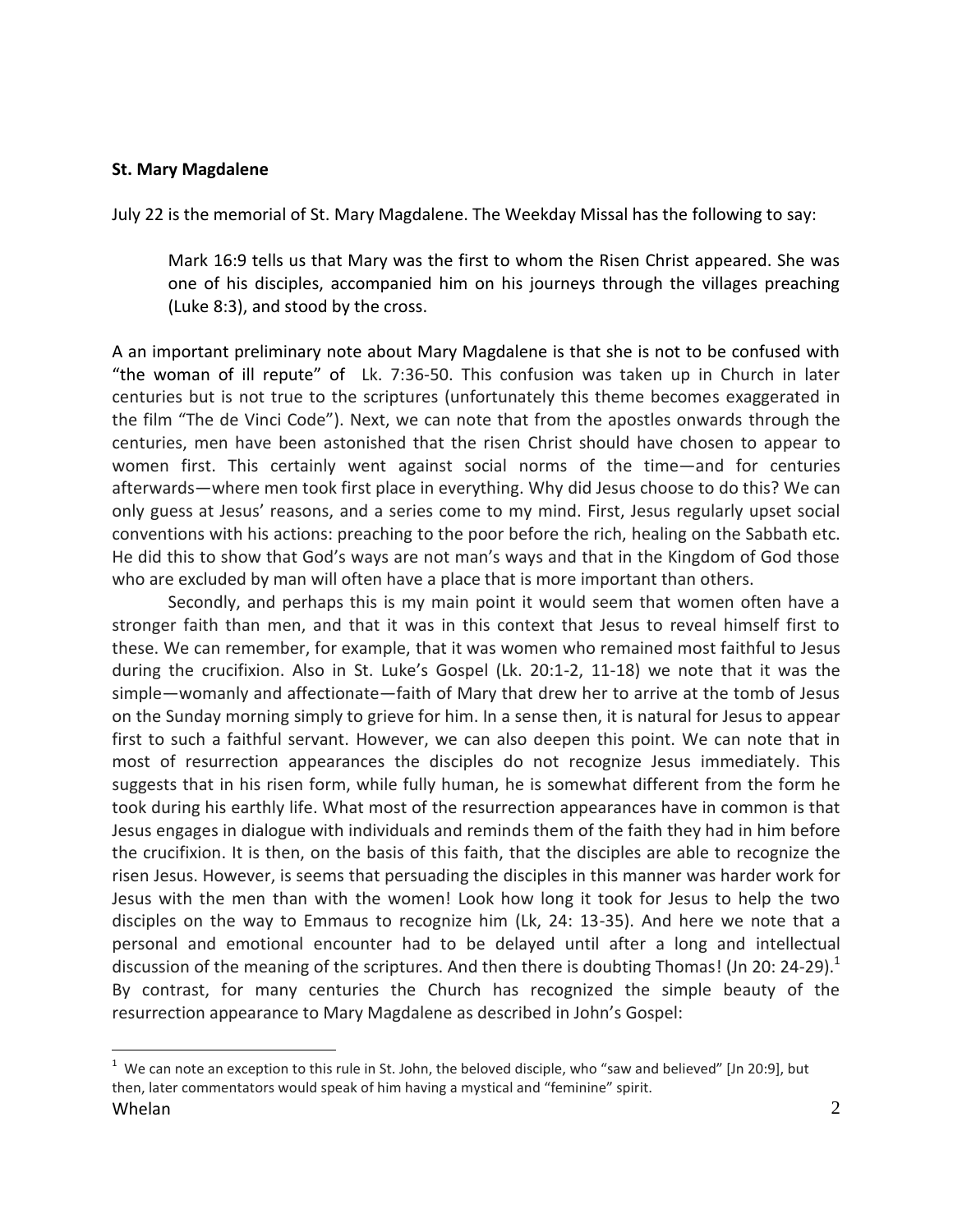**St. Mary Magdalene**

July 22 is the memorial of St. Mary Magdalene. The Weekday Missal has the following to say:

> Mark 16:9 tells us that Mary was the first to whom the Risen Christ appeared. She was one of his disciples, accompanied him on his journeys through the villages preaching (Luke 8:3), and stood by the cross.

A an important preliminary note about Mary Magdalene is that she is not to be confused with "the woman of ill repute" of Lk. 7:36-50. This confusion was taken up in Church in later centuries but is not true to the scriptures (unfortunately this theme becomes exaggerated in the film "The de Vinci Code"). Next, we can note that from the apostles onwards through the centuries, men have been astonished that the risen Christ should have chosen to appear to women first. This certainly went against social norms of the time—and for centuries afterwards—where men took first place in everything. Why did Jesus choose to do this? We can only guess at Jesus' reasons, and a series come to my mind. First, Jesus regularly upset social conventions with his actions: preaching to the poor before the rich, healing on the Sabbath etc. He did this to show that God's ways are not man's ways and that in the Kingdom of God those who are excluded by man will often have a place that is more important than others.

Secondly, and perhaps this is my main point it would seem that women often have a stronger faith than men, and that it was in this context that Jesus to reveal himself first to these. We can remember, for example, that it was women who remained most faithful to Jesus during the crucifixion. Also in St. Luke's Gospel (Lk. 20:1-2, 11-18) we note that it was the simple—womanly and affectionate—faith of Mary that drew her to arrive at the tomb of Jesus on the Sunday morning simply to grieve for him. In a sense then, it is natural for Jesus to appear first to such a faithful servant. However, we can also deepen this point. We can note that in most of resurrection appearances the disciples do not recognize Jesus immediately. This suggests that in his risen form, while fully human, he is somewhat different from the form he took during his earthly life. What most of the resurrection appearances have in common is that Jesus engages in dialogue with individuals and reminds them of the faith they had in him before the crucifixion. It is then, on the basis of this faith, that the disciples are able to recognize the risen Jesus. However, is seems that persuading the disciples in this manner was harder work for Jesus with the men than with the women! Look how long it took for Jesus to help the two disciples on the way to Emmaus to recognize him (Lk, 24: 13-35). And here we note that a personal and emotional encounter had to be delayed until after a long and intellectual discussion of the meaning of the scriptures. And then there is doubting Thomas! (Jn 20: 24-29).[1] By contrast, for many centuries the Church has recognized the simple beauty of the resurrection appearance to Mary Magdalene as described in John's Gospel:

[1] We can note an exception to this rule in St. John, the beloved disciple, who "saw and believed" [Jn 20:9], but then, later commentators would speak of him having a mystical and "feminine" spirit.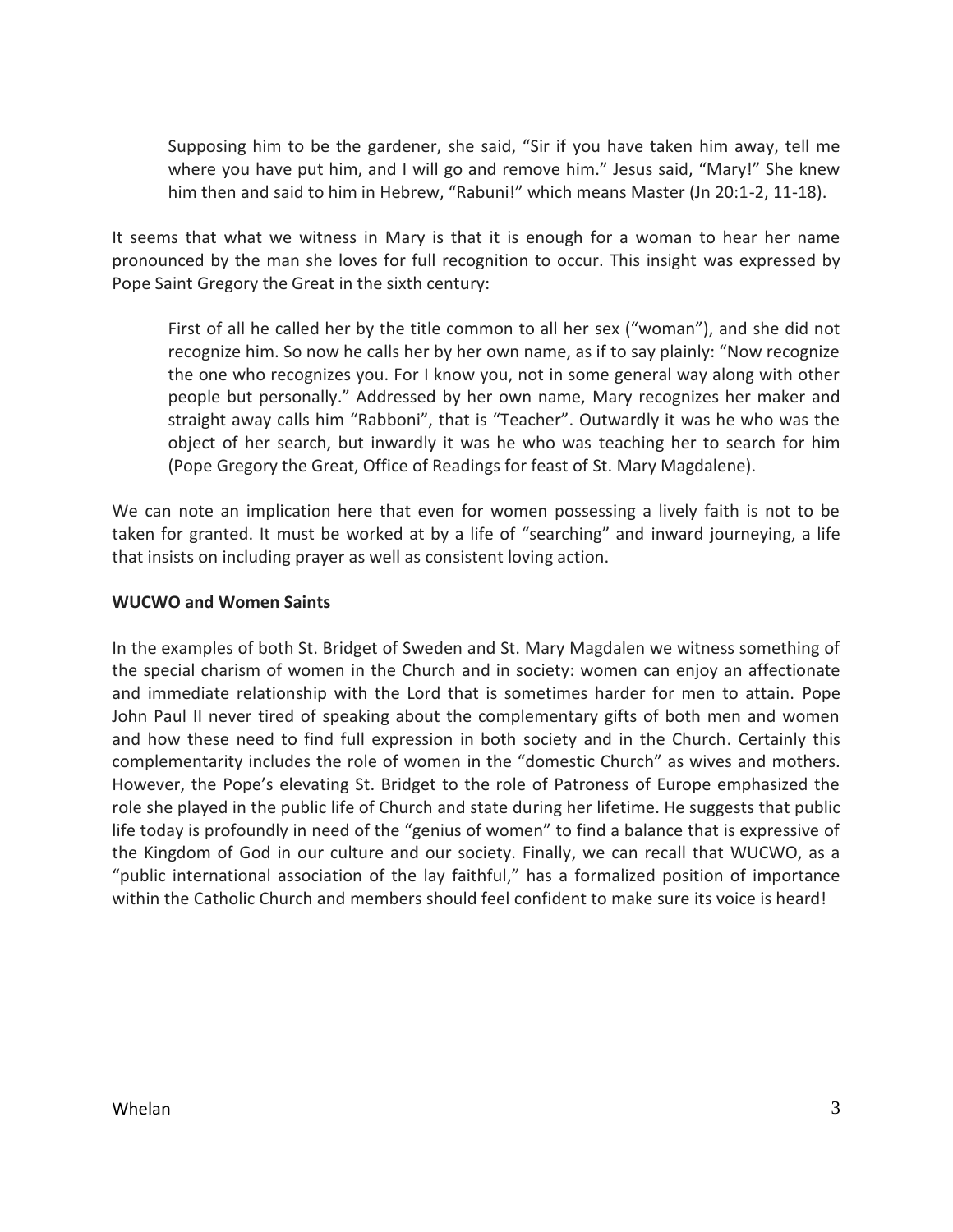> Supposing him to be the gardener, she said, "Sir if you have taken him away, tell me where you have put him, and I will go and remove him." Jesus said, "Mary!" She knew him then and said to him in Hebrew, "Rabuni!" which means Master (Jn 20:1-2, 11-18).

It seems that what we witness in Mary is that it is enough for a woman to hear her name pronounced by the man she loves for full recognition to occur. This insight was expressed by Pope Saint Gregory the Great in the sixth century:

> First of all he called her by the title common to all her sex ("woman"), and she did not recognize him. So now he calls her by her own name, as if to say plainly: "Now recognize the one who recognizes you. For I know you, not in some general way along with other people but personally." Addressed by her own name, Mary recognizes her maker and straight away calls him "Rabboni", that is "Teacher". Outwardly it was he who was the object of her search, but inwardly it was he who was teaching her to search for him (Pope Gregory the Great, Office of Readings for feast of St. Mary Magdalene).

We can note an implication here that even for women possessing a lively faith is not to be taken for granted. It must be worked at by a life of "searching" and inward journeying, a life that insists on including prayer as well as consistent loving action.

**WUCWO and Women Saints**

In the examples of both St. Bridget of Sweden and St. Mary Magdalen we witness something of the special charism of women in the Church and in society: women can enjoy an affectionate and immediate relationship with the Lord that is sometimes harder for men to attain. Pope John Paul II never tired of speaking about the complementary gifts of both men and women and how these need to find full expression in both society and in the Church. Certainly this complementarity includes the role of women in the "domestic Church" as wives and mothers. However, the Pope's elevating St. Bridget to the role of Patroness of Europe emphasized the role she played in the public life of Church and state during her lifetime. He suggests that public life today is profoundly in need of the "genius of women" to find a balance that is expressive of the Kingdom of God in our culture and our society. Finally, we can recall that WUCWO, as a "public international association of the lay faithful," has a formalized position of importance within the Catholic Church and members should feel confident to make sure its voice is heard!